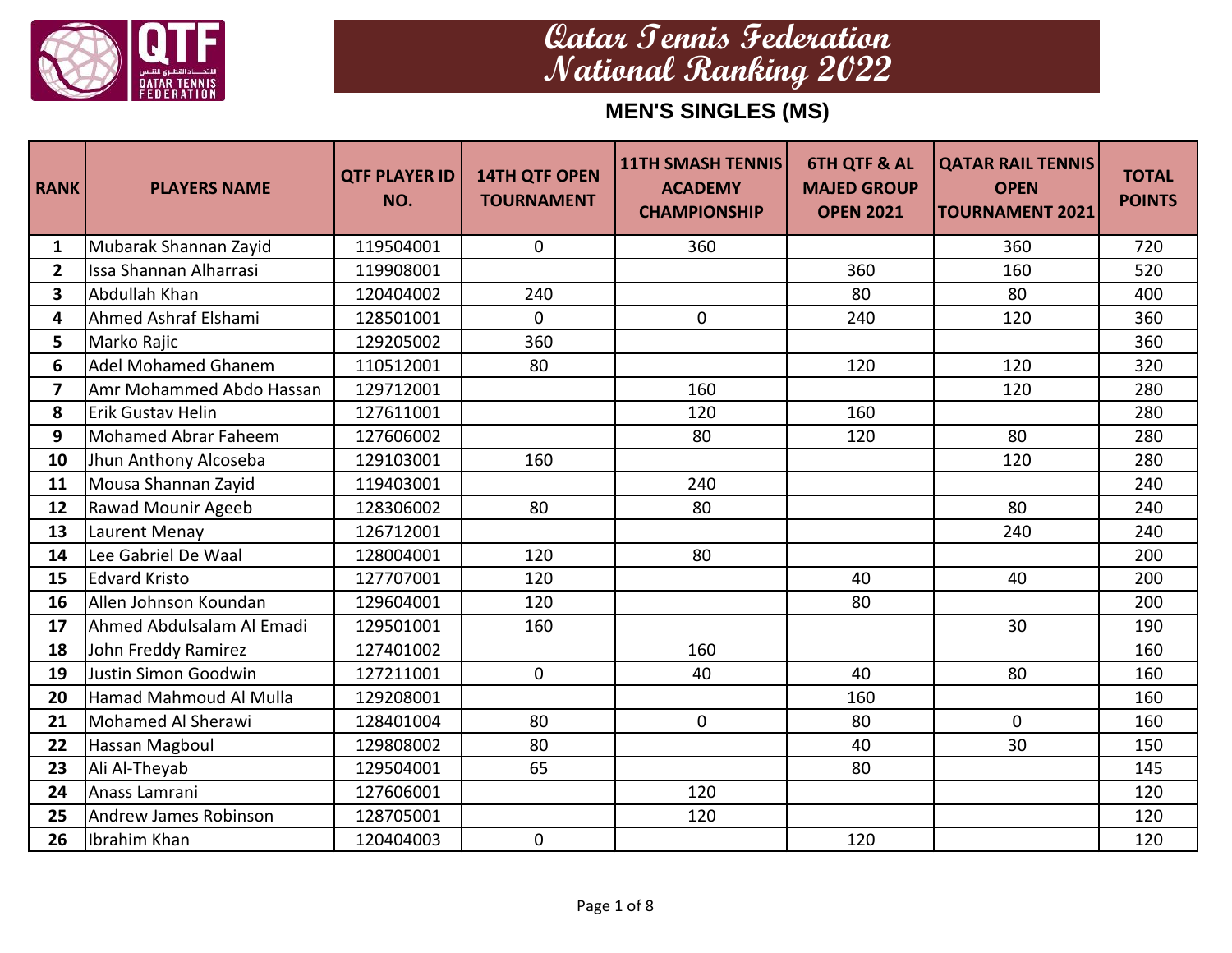# Qatar Tennis Federation National Ranking 2022

## MEN'S SINGLES (MS)

| RANK | PLAYERS NAME | QTF PLAYER ID NO. | 14TH QTF OPEN TOURNAMENT | 11TH SMASH TENNIS ACADEMY CHAMPIONSHIP | 6TH QTF & AL MAJED GROUP OPEN 2021 | QATAR RAIL TENNIS OPEN TOURNAMENT 2021 | TOTAL POINTS |
|---|---|---|---|---|---|---|---|
| 1 | Mubarak Shannan Zayid | 119504001 | 0 | 360 | | 360 | 720 |
| 2 | Issa Shannan Alharrasi | 119908001 | | | 360 | 160 | 520 |
| 3 | Abdullah Khan | 120404002 | 240 | | 80 | 80 | 400 |
| 4 | Ahmed Ashraf Elshami | 128501001 | 0 | 0 | 240 | 120 | 360 |
| 5 | Marko Rajic | 129205002 | 360 | | | | 360 |
| 6 | Adel Mohamed Ghanem | 110512001 | 80 | | 120 | 120 | 320 |
| 7 | Amr Mohammed Abdo Hassan | 129712001 | | 160 | | 120 | 280 |
| 8 | Erik Gustav Helin | 127611001 | | 120 | 160 | | 280 |
| 9 | Mohamed Abrar Faheem | 127606002 | | 80 | 120 | 80 | 280 |
| 10 | Jhun Anthony Alcoseba | 129103001 | 160 | | | 120 | 280 |
| 11 | Mousa Shannan Zayid | 119403001 | | 240 | | | 240 |
| 12 | Rawad Mounir Ageeb | 128306002 | 80 | 80 | | 80 | 240 |
| 13 | Laurent Menay | 126712001 | | | | 240 | 240 |
| 14 | Lee Gabriel De Waal | 128004001 | 120 | 80 | | | 200 |
| 15 | Edvard Kristo | 127707001 | 120 | | 40 | 40 | 200 |
| 16 | Allen Johnson Koundan | 129604001 | 120 | | 80 | | 200 |
| 17 | Ahmed Abdulsalam Al Emadi | 129501001 | 160 | | | 30 | 190 |
| 18 | John Freddy Ramirez | 127401002 | | 160 | | | 160 |
| 19 | Justin Simon Goodwin | 127211001 | 0 | 40 | 40 | 80 | 160 |
| 20 | Hamad Mahmoud Al Mulla | 129208001 | | | 160 | | 160 |
| 21 | Mohamed Al Sherawi | 128401004 | 80 | 0 | 80 | 0 | 160 |
| 22 | Hassan Magboul | 129808002 | 80 | | 40 | 30 | 150 |
| 23 | Ali Al-Theyab | 129504001 | 65 | | 80 | | 145 |
| 24 | Anass Lamrani | 127606001 | | 120 | | | 120 |
| 25 | Andrew James Robinson | 128705001 | | 120 | | | 120 |
| 26 | Ibrahim Khan | 120404003 | 0 | | 120 | | 120 |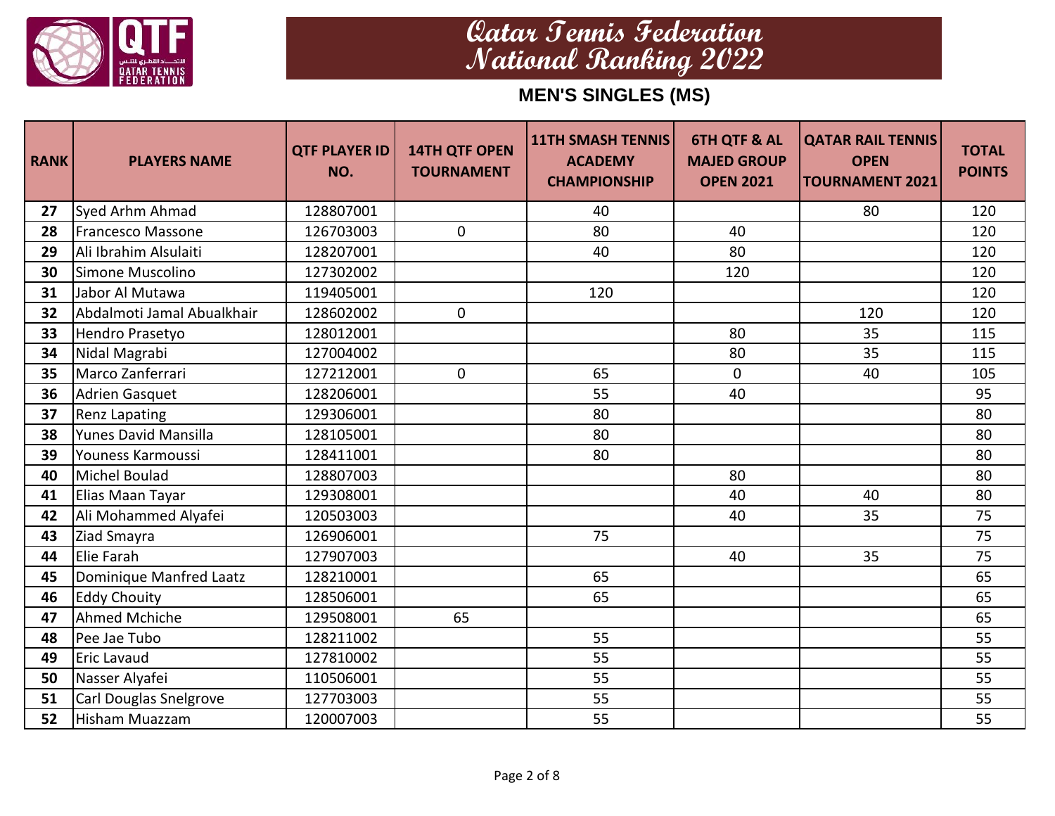# Qatar Tennis Federation National Ranking 2022

## MEN'S SINGLES (MS)

| RANK | PLAYERS NAME | QTF PLAYER ID NO. | 14TH QTF OPEN TOURNAMENT | 11TH SMASH TENNIS ACADEMY CHAMPIONSHIP | 6TH QTF & AL MAJED GROUP OPEN 2021 | QATAR RAIL TENNIS OPEN TOURNAMENT 2021 | TOTAL POINTS |
|---|---|---|---|---|---|---|---|
| 27 | Syed Arhm Ahmad | 128807001 | | 40 | | 80 | 120 |
| 28 | Francesco Massone | 126703003 | 0 | 80 | 40 | | 120 |
| 29 | Ali Ibrahim Alsulaiti | 128207001 | | 40 | 80 | | 120 |
| 30 | Simone Muscolino | 127302002 | | | 120 | | 120 |
| 31 | Jabor Al Mutawa | 119405001 | | 120 | | | 120 |
| 32 | Abdalmoti Jamal Abualkhair | 128602002 | 0 | | | 120 | 120 |
| 33 | Hendro Prasetyo | 128012001 | | | 80 | 35 | 115 |
| 34 | Nidal Magrabi | 127004002 | | | 80 | 35 | 115 |
| 35 | Marco Zanferrari | 127212001 | 0 | 65 | 0 | 40 | 105 |
| 36 | Adrien Gasquet | 128206001 | | 55 | 40 | | 95 |
| 37 | Renz Lapating | 129306001 | | 80 | | | 80 |
| 38 | Yunes David Mansilla | 128105001 | | 80 | | | 80 |
| 39 | Youness Karmoussi | 128411001 | | 80 | | | 80 |
| 40 | Michel Boulad | 128807003 | | | 80 | | 80 |
| 41 | Elias Maan Tayar | 129308001 | | | 40 | 40 | 80 |
| 42 | Ali Mohammed Alyafei | 120503003 | | | 40 | 35 | 75 |
| 43 | Ziad Smayra | 126906001 | | 75 | | | 75 |
| 44 | Elie Farah | 127907003 | | | 40 | 35 | 75 |
| 45 | Dominique Manfred Laatz | 128210001 | | 65 | | | 65 |
| 46 | Eddy Chouity | 128506001 | | 65 | | | 65 |
| 47 | Ahmed Mchiche | 129508001 | 65 | | | | 65 |
| 48 | Pee Jae Tubo | 128211002 | | 55 | | | 55 |
| 49 | Eric Lavaud | 127810002 | | 55 | | | 55 |
| 50 | Nasser Alyafei | 110506001 | | 55 | | | 55 |
| 51 | Carl Douglas Snelgrove | 127703003 | | 55 | | | 55 |
| 52 | Hisham Muazzam | 120007003 | | 55 | | | 55 |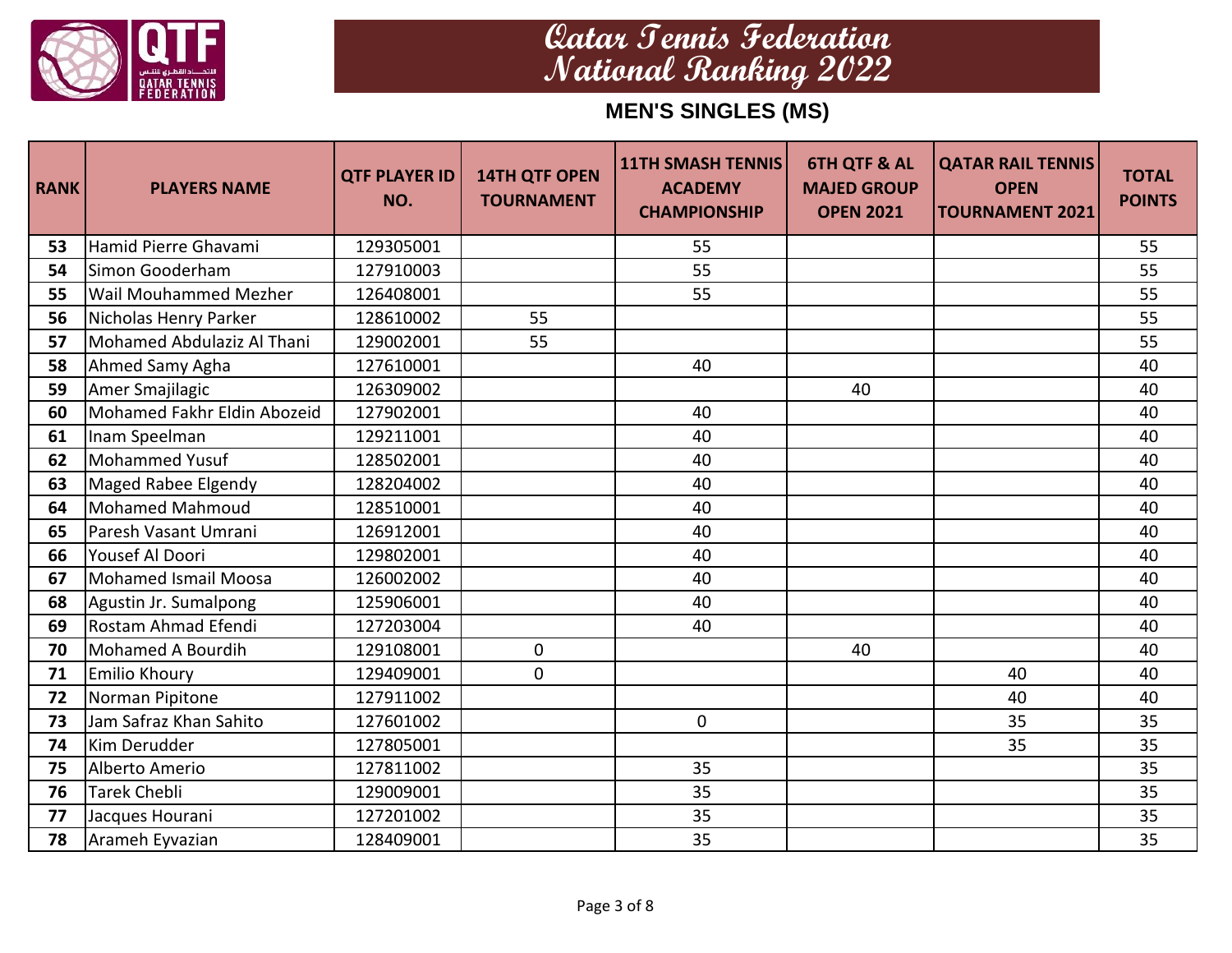# Qatar Tennis Federation National Ranking 2022

## MEN'S SINGLES (MS)

| RANK | PLAYERS NAME | QTF PLAYER ID NO. | 14TH QTF OPEN TOURNAMENT | 11TH SMASH TENNIS ACADEMY CHAMPIONSHIP | 6TH QTF & AL MAJED GROUP OPEN 2021 | QATAR RAIL TENNIS OPEN TOURNAMENT 2021 | TOTAL POINTS |
|---|---|---|---|---|---|---|---|
| 53 | Hamid Pierre Ghavami | 129305001 | | 55 | | | 55 |
| 54 | Simon Gooderham | 127910003 | | 55 | | | 55 |
| 55 | Wail Mouhammed Mezher | 126408001 | | 55 | | | 55 |
| 56 | Nicholas Henry Parker | 128610002 | 55 | | | | 55 |
| 57 | Mohamed Abdulaziz Al Thani | 129002001 | 55 | | | | 55 |
| 58 | Ahmed Samy Agha | 127610001 | | 40 | | | 40 |
| 59 | Amer Smajilagic | 126309002 | | | 40 | | 40 |
| 60 | Mohamed Fakhr Eldin Abozeid | 127902001 | | 40 | | | 40 |
| 61 | Inam Speelman | 129211001 | | 40 | | | 40 |
| 62 | Mohammed Yusuf | 128502001 | | 40 | | | 40 |
| 63 | Maged Rabee Elgendy | 128204002 | | 40 | | | 40 |
| 64 | Mohamed Mahmoud | 128510001 | | 40 | | | 40 |
| 65 | Paresh Vasant Umrani | 126912001 | | 40 | | | 40 |
| 66 | Yousef Al Doori | 129802001 | | 40 | | | 40 |
| 67 | Mohamed Ismail Moosa | 126002002 | | 40 | | | 40 |
| 68 | Agustin Jr. Sumalpong | 125906001 | | 40 | | | 40 |
| 69 | Rostam Ahmad Efendi | 127203004 | | 40 | | | 40 |
| 70 | Mohamed A Bourdih | 129108001 | 0 | | 40 | | 40 |
| 71 | Emilio Khoury | 129409001 | 0 | | | 40 | 40 |
| 72 | Norman Pipitone | 127911002 | | | | 40 | 40 |
| 73 | Jam Safraz Khan Sahito | 127601002 | | 0 | | 35 | 35 |
| 74 | Kim Derudder | 127805001 | | | | 35 | 35 |
| 75 | Alberto Amerio | 127811002 | | 35 | | | 35 |
| 76 | Tarek Chebli | 129009001 | | 35 | | | 35 |
| 77 | Jacques Hourani | 127201002 | | 35 | | | 35 |
| 78 | Arameh Eyvazian | 128409001 | | 35 | | | 35 |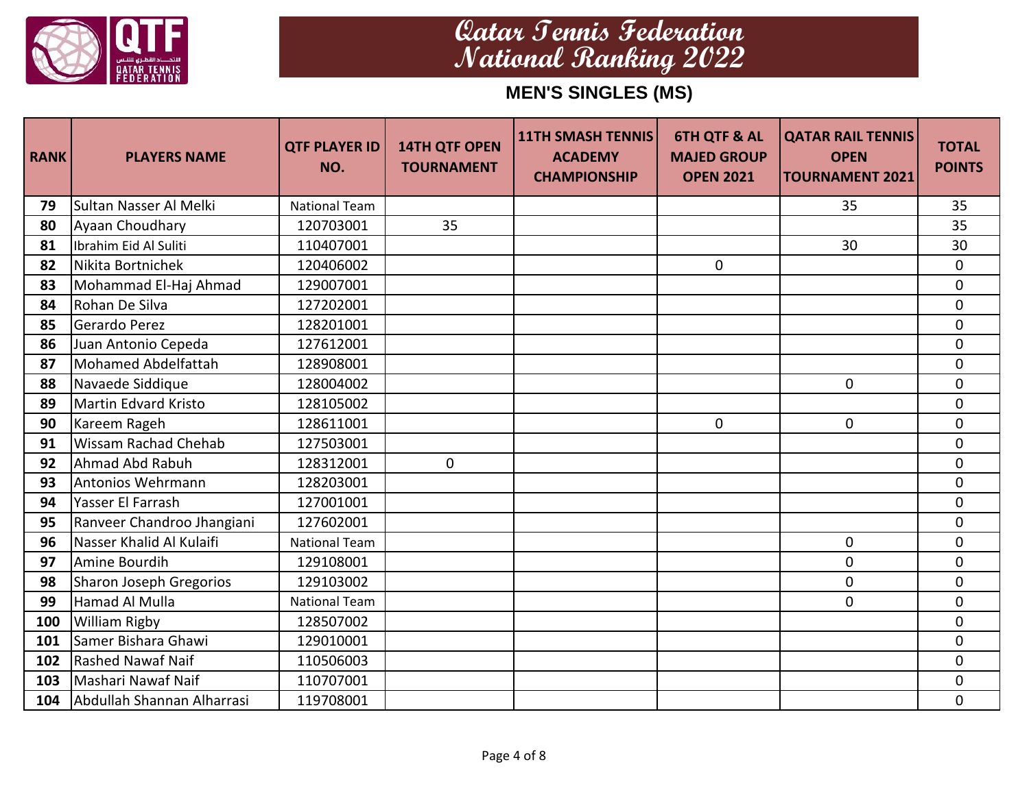# Qatar Tennis Federation National Ranking 2022

## MEN'S SINGLES (MS)

| RANK | PLAYERS NAME | QTF PLAYER ID NO. | 14TH QTF OPEN TOURNAMENT | 11TH SMASH TENNIS ACADEMY CHAMPIONSHIP | 6TH QTF & AL MAJED GROUP OPEN 2021 | QATAR RAIL TENNIS OPEN TOURNAMENT 2021 | TOTAL POINTS |
|---|---|---|---|---|---|---|---|
| 79 | Sultan Nasser Al Melki | National Team | | | | 35 | 35 |
| 80 | Ayaan Choudhary | 120703001 | 35 | | | | 35 |
| 81 | Ibrahim Eid Al Suliti | 110407001 | | | | 30 | 30 |
| 82 | Nikita Bortnichek | 120406002 | | | 0 | | 0 |
| 83 | Mohammad El-Haj Ahmad | 129007001 | | | | | 0 |
| 84 | Rohan De Silva | 127202001 | | | | | 0 |
| 85 | Gerardo Perez | 128201001 | | | | | 0 |
| 86 | Juan Antonio Cepeda | 127612001 | | | | | 0 |
| 87 | Mohamed Abdelfattah | 128908001 | | | | | 0 |
| 88 | Navaede Siddique | 128004002 | | | | 0 | 0 |
| 89 | Martin Edvard Kristo | 128105002 | | | | | 0 |
| 90 | Kareem Rageh | 128611001 | | | 0 | 0 | 0 |
| 91 | Wissam Rachad Chehab | 127503001 | | | | | 0 |
| 92 | Ahmad Abd Rabuh | 128312001 | 0 | | | | 0 |
| 93 | Antonios Wehrmann | 128203001 | | | | | 0 |
| 94 | Yasser El Farrash | 127001001 | | | | | 0 |
| 95 | Ranveer Chandroo Jhangiani | 127602001 | | | | | 0 |
| 96 | Nasser Khalid Al Kulaifi | National Team | | | | 0 | 0 |
| 97 | Amine Bourdih | 129108001 | | | | 0 | 0 |
| 98 | Sharon Joseph Gregorios | 129103002 | | | | 0 | 0 |
| 99 | Hamad Al Mulla | National Team | | | | 0 | 0 |
| 100 | William Rigby | 128507002 | | | | | 0 |
| 101 | Samer Bishara Ghawi | 129010001 | | | | | 0 |
| 102 | Rashed Nawaf Naif | 110506003 | | | | | 0 |
| 103 | Mashari Nawaf Naif | 110707001 | | | | | 0 |
| 104 | Abdullah Shannan Alharrasi | 119708001 | | | | | 0 |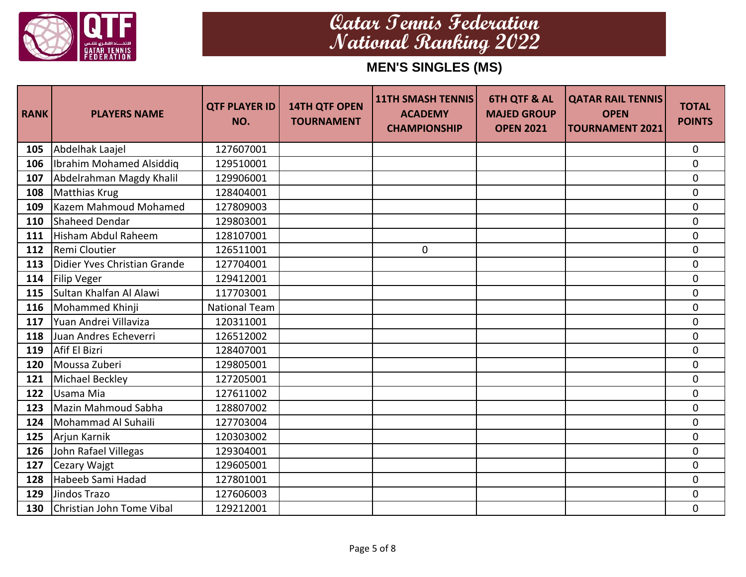# Qatar Tennis Federation National Ranking 2022

## MEN'S SINGLES (MS)

| RANK | PLAYERS NAME | QTF PLAYER ID NO. | 14TH QTF OPEN TOURNAMENT | 11TH SMASH TENNIS ACADEMY CHAMPIONSHIP | 6TH QTF & AL MAJED GROUP OPEN 2021 | QATAR RAIL TENNIS OPEN TOURNAMENT 2021 | TOTAL POINTS |
|---|---|---|---|---|---|---|---|
| 105 | Abdelhak Laajel | 127607001 | | | | | 0 |
| 106 | Ibrahim Mohamed Alsiddiq | 129510001 | | | | | 0 |
| 107 | Abdelrahman Magdy Khalil | 129906001 | | | | | 0 |
| 108 | Matthias Krug | 128404001 | | | | | 0 |
| 109 | Kazem Mahmoud Mohamed | 127809003 | | | | | 0 |
| 110 | Shaheed Dendar | 129803001 | | | | | 0 |
| 111 | Hisham Abdul Raheem | 128107001 | | | | | 0 |
| 112 | Remi Cloutier | 126511001 | | 0 | | | 0 |
| 113 | Didier Yves Christian Grande | 127704001 | | | | | 0 |
| 114 | Filip Veger | 129412001 | | | | | 0 |
| 115 | Sultan Khalfan Al Alawi | 117703001 | | | | | 0 |
| 116 | Mohammed Khinji | National Team | | | | | 0 |
| 117 | Yuan Andrei Villaviza | 120311001 | | | | | 0 |
| 118 | Juan Andres Echeverri | 126512002 | | | | | 0 |
| 119 | Afif El Bizri | 128407001 | | | | | 0 |
| 120 | Moussa Zuberi | 129805001 | | | | | 0 |
| 121 | Michael Beckley | 127205001 | | | | | 0 |
| 122 | Usama Mia | 127611002 | | | | | 0 |
| 123 | Mazin Mahmoud Sabha | 128807002 | | | | | 0 |
| 124 | Mohammad Al Suhaili | 127703004 | | | | | 0 |
| 125 | Arjun Karnik | 120303002 | | | | | 0 |
| 126 | John Rafael Villegas | 129304001 | | | | | 0 |
| 127 | Cezary Wajgt | 129605001 | | | | | 0 |
| 128 | Habeeb Sami Hadad | 127801001 | | | | | 0 |
| 129 | Jindos Trazo | 127606003 | | | | | 0 |
| 130 | Christian John Tome Vibal | 129212001 | | | | | 0 |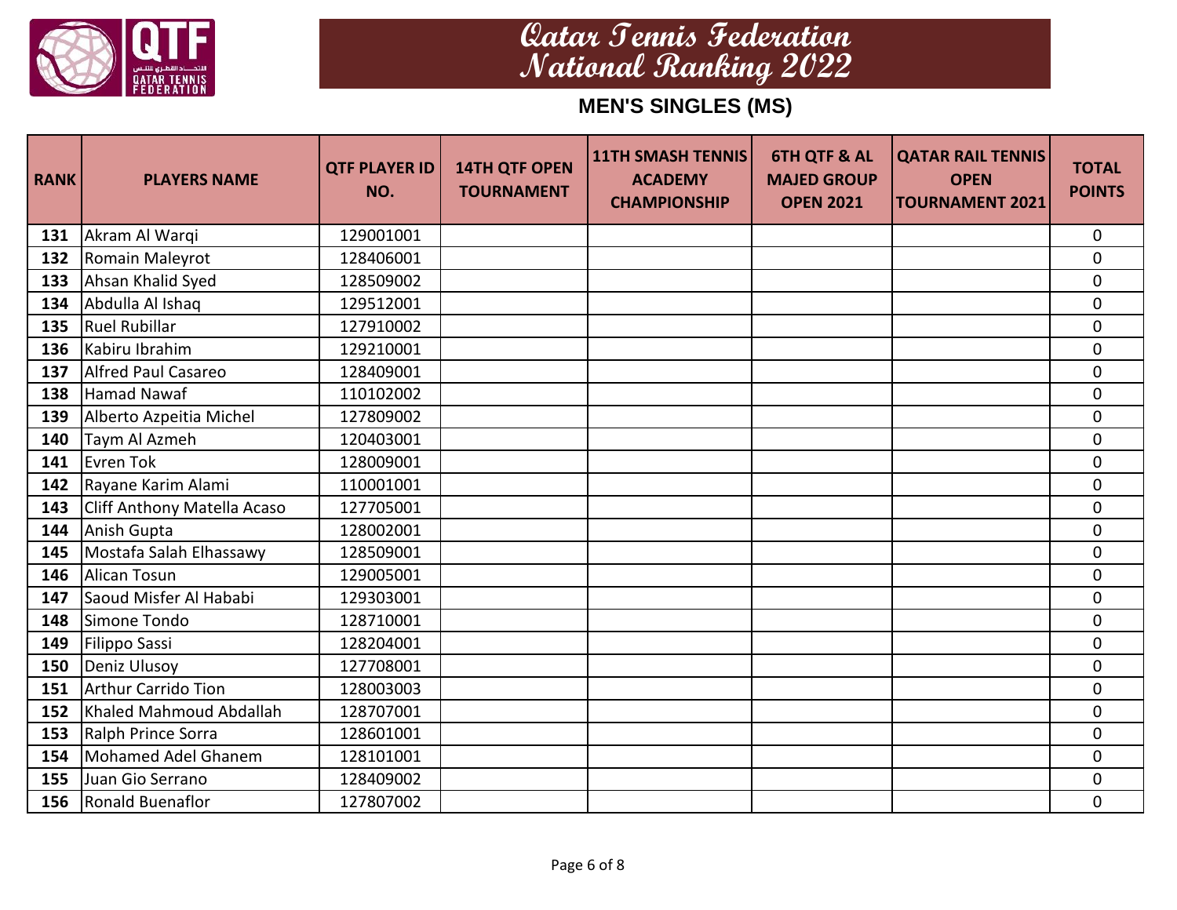# Qatar Tennis Federation National Ranking 2022

## MEN'S SINGLES (MS)

| RANK | PLAYERS NAME | QTF PLAYER ID NO. | 14TH QTF OPEN TOURNAMENT | 11TH SMASH TENNIS ACADEMY CHAMPIONSHIP | 6TH QTF & AL MAJED GROUP OPEN 2021 | QATAR RAIL TENNIS OPEN TOURNAMENT 2021 | TOTAL POINTS |
|---|---|---|---|---|---|---|---|
| 131 | Akram Al Warqi | 129001001 | | | | | 0 |
| 132 | Romain Maleyrot | 128406001 | | | | | 0 |
| 133 | Ahsan Khalid Syed | 128509002 | | | | | 0 |
| 134 | Abdulla Al Ishaq | 129512001 | | | | | 0 |
| 135 | Ruel Rubillar | 127910002 | | | | | 0 |
| 136 | Kabiru Ibrahim | 129210001 | | | | | 0 |
| 137 | Alfred Paul Casareo | 128409001 | | | | | 0 |
| 138 | Hamad Nawaf | 110102002 | | | | | 0 |
| 139 | Alberto Azpeitia Michel | 127809002 | | | | | 0 |
| 140 | Taym Al Azmeh | 120403001 | | | | | 0 |
| 141 | Evren Tok | 128009001 | | | | | 0 |
| 142 | Rayane Karim Alami | 110001001 | | | | | 0 |
| 143 | Cliff Anthony Matella Acaso | 127705001 | | | | | 0 |
| 144 | Anish Gupta | 128002001 | | | | | 0 |
| 145 | Mostafa Salah Elhassawy | 128509001 | | | | | 0 |
| 146 | Alican Tosun | 129005001 | | | | | 0 |
| 147 | Saoud Misfer Al Hababi | 129303001 | | | | | 0 |
| 148 | Simone Tondo | 128710001 | | | | | 0 |
| 149 | Filippo Sassi | 128204001 | | | | | 0 |
| 150 | Deniz Ulusoy | 127708001 | | | | | 0 |
| 151 | Arthur Carrido Tion | 128003003 | | | | | 0 |
| 152 | Khaled Mahmoud Abdallah | 128707001 | | | | | 0 |
| 153 | Ralph Prince Sorra | 128601001 | | | | | 0 |
| 154 | Mohamed Adel Ghanem | 128101001 | | | | | 0 |
| 155 | Juan Gio Serrano | 128409002 | | | | | 0 |
| 156 | Ronald Buenaflor | 127807002 | | | | | 0 |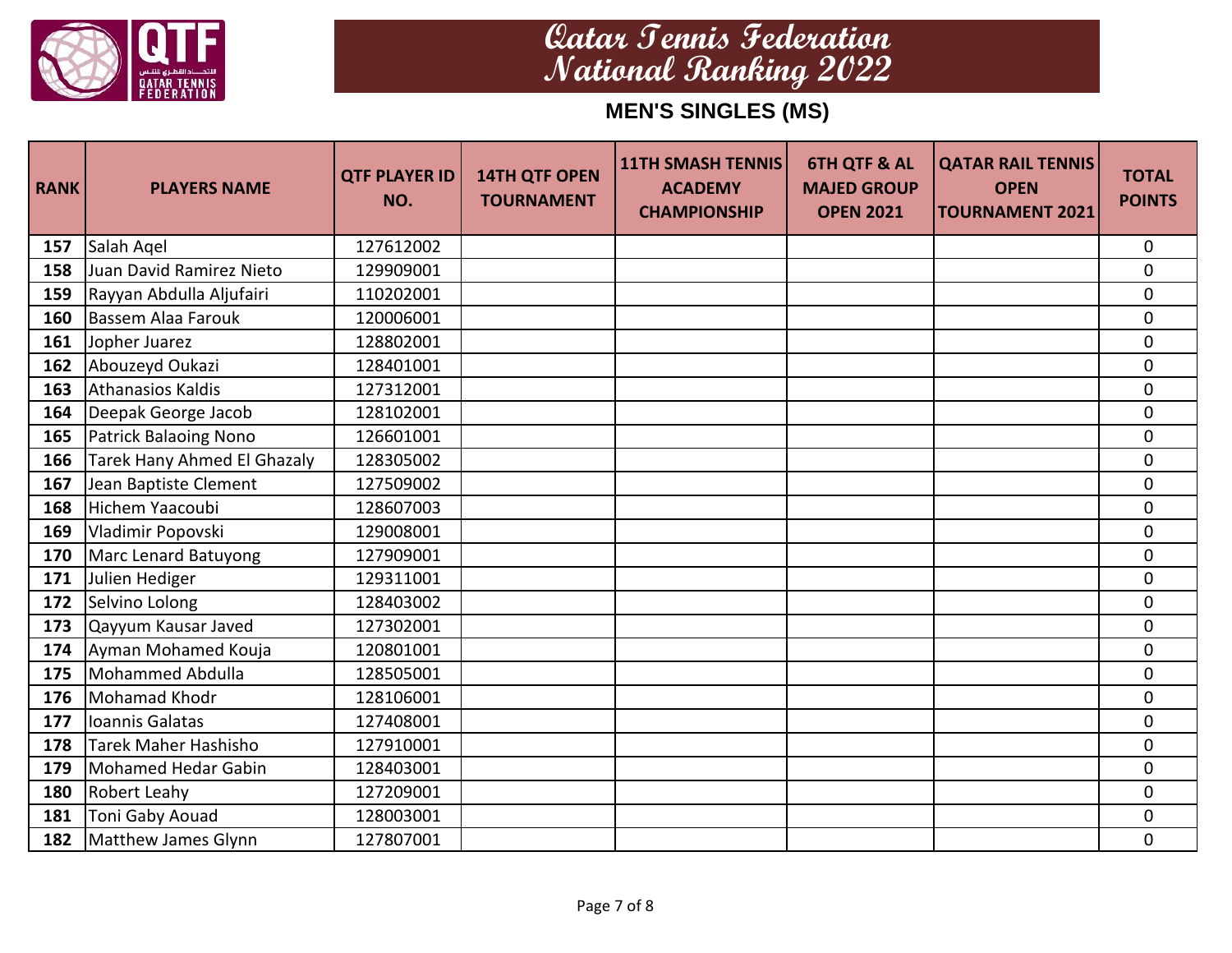# Qatar Tennis Federation National Ranking 2022

## MEN'S SINGLES (MS)

| RANK | PLAYERS NAME | QTF PLAYER ID NO. | 14TH QTF OPEN TOURNAMENT | 11TH SMASH TENNIS ACADEMY CHAMPIONSHIP | 6TH QTF & AL MAJED GROUP OPEN 2021 | QATAR RAIL TENNIS OPEN TOURNAMENT 2021 | TOTAL POINTS |
|---|---|---|---|---|---|---|---|
| 157 | Salah Aqel | 127612002 | | | | | 0 |
| 158 | Juan David Ramirez Nieto | 129909001 | | | | | 0 |
| 159 | Rayyan Abdulla Aljufairi | 110202001 | | | | | 0 |
| 160 | Bassem Alaa Farouk | 120006001 | | | | | 0 |
| 161 | Jopher Juarez | 128802001 | | | | | 0 |
| 162 | Abouzeyd Oukazi | 128401001 | | | | | 0 |
| 163 | Athanasios Kaldis | 127312001 | | | | | 0 |
| 164 | Deepak George Jacob | 128102001 | | | | | 0 |
| 165 | Patrick Balaoing Nono | 126601001 | | | | | 0 |
| 166 | Tarek Hany Ahmed El Ghazaly | 128305002 | | | | | 0 |
| 167 | Jean Baptiste Clement | 127509002 | | | | | 0 |
| 168 | Hichem Yaacoubi | 128607003 | | | | | 0 |
| 169 | Vladimir Popovski | 129008001 | | | | | 0 |
| 170 | Marc Lenard Batuyong | 127909001 | | | | | 0 |
| 171 | Julien Hediger | 129311001 | | | | | 0 |
| 172 | Selvino Lolong | 128403002 | | | | | 0 |
| 173 | Qayyum Kausar Javed | 127302001 | | | | | 0 |
| 174 | Ayman Mohamed Kouja | 120801001 | | | | | 0 |
| 175 | Mohammed Abdulla | 128505001 | | | | | 0 |
| 176 | Mohamad Khodr | 128106001 | | | | | 0 |
| 177 | Ioannis Galatas | 127408001 | | | | | 0 |
| 178 | Tarek Maher Hashisho | 127910001 | | | | | 0 |
| 179 | Mohamed Hedar Gabin | 128403001 | | | | | 0 |
| 180 | Robert Leahy | 127209001 | | | | | 0 |
| 181 | Toni Gaby Aouad | 128003001 | | | | | 0 |
| 182 | Matthew James Glynn | 127807001 | | | | | 0 |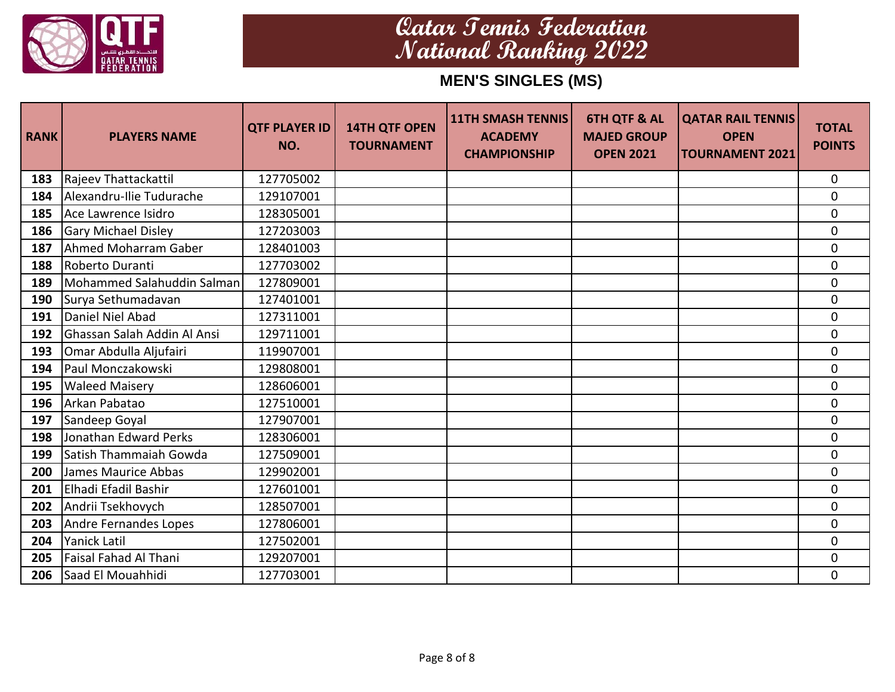# Qatar Tennis Federation National Ranking 2022

## MEN'S SINGLES (MS)

| RANK | PLAYERS NAME | QTF PLAYER ID NO. | 14TH QTF OPEN TOURNAMENT | 11TH SMASH TENNIS ACADEMY CHAMPIONSHIP | 6TH QTF & AL MAJED GROUP OPEN 2021 | QATAR RAIL TENNIS OPEN TOURNAMENT 2021 | TOTAL POINTS |
|---|---|---|---|---|---|---|---|
| 183 | Rajeev Thattackattil | 127705002 | | | | | 0 |
| 184 | Alexandru-Ilie Tudurache | 129107001 | | | | | 0 |
| 185 | Ace Lawrence Isidro | 128305001 | | | | | 0 |
| 186 | Gary Michael Disley | 127203003 | | | | | 0 |
| 187 | Ahmed Moharram Gaber | 128401003 | | | | | 0 |
| 188 | Roberto Duranti | 127703002 | | | | | 0 |
| 189 | Mohammed Salahuddin Salman | 127809001 | | | | | 0 |
| 190 | Surya Sethumadavan | 127401001 | | | | | 0 |
| 191 | Daniel Niel Abad | 127311001 | | | | | 0 |
| 192 | Ghassan Salah Addin Al Ansi | 129711001 | | | | | 0 |
| 193 | Omar Abdulla Aljufairi | 119907001 | | | | | 0 |
| 194 | Paul Monczakowski | 129808001 | | | | | 0 |
| 195 | Waleed Maisery | 128606001 | | | | | 0 |
| 196 | Arkan Pabatao | 127510001 | | | | | 0 |
| 197 | Sandeep Goyal | 127907001 | | | | | 0 |
| 198 | Jonathan Edward Perks | 128306001 | | | | | 0 |
| 199 | Satish Thammaiah Gowda | 127509001 | | | | | 0 |
| 200 | James Maurice Abbas | 129902001 | | | | | 0 |
| 201 | Elhadi Efadil Bashir | 127601001 | | | | | 0 |
| 202 | Andrii Tsekhovych | 128507001 | | | | | 0 |
| 203 | Andre Fernandes Lopes | 127806001 | | | | | 0 |
| 204 | Yanick Latil | 127502001 | | | | | 0 |
| 205 | Faisal Fahad Al Thani | 129207001 | | | | | 0 |
| 206 | Saad El Mouahhidi | 127703001 | | | | | 0 |